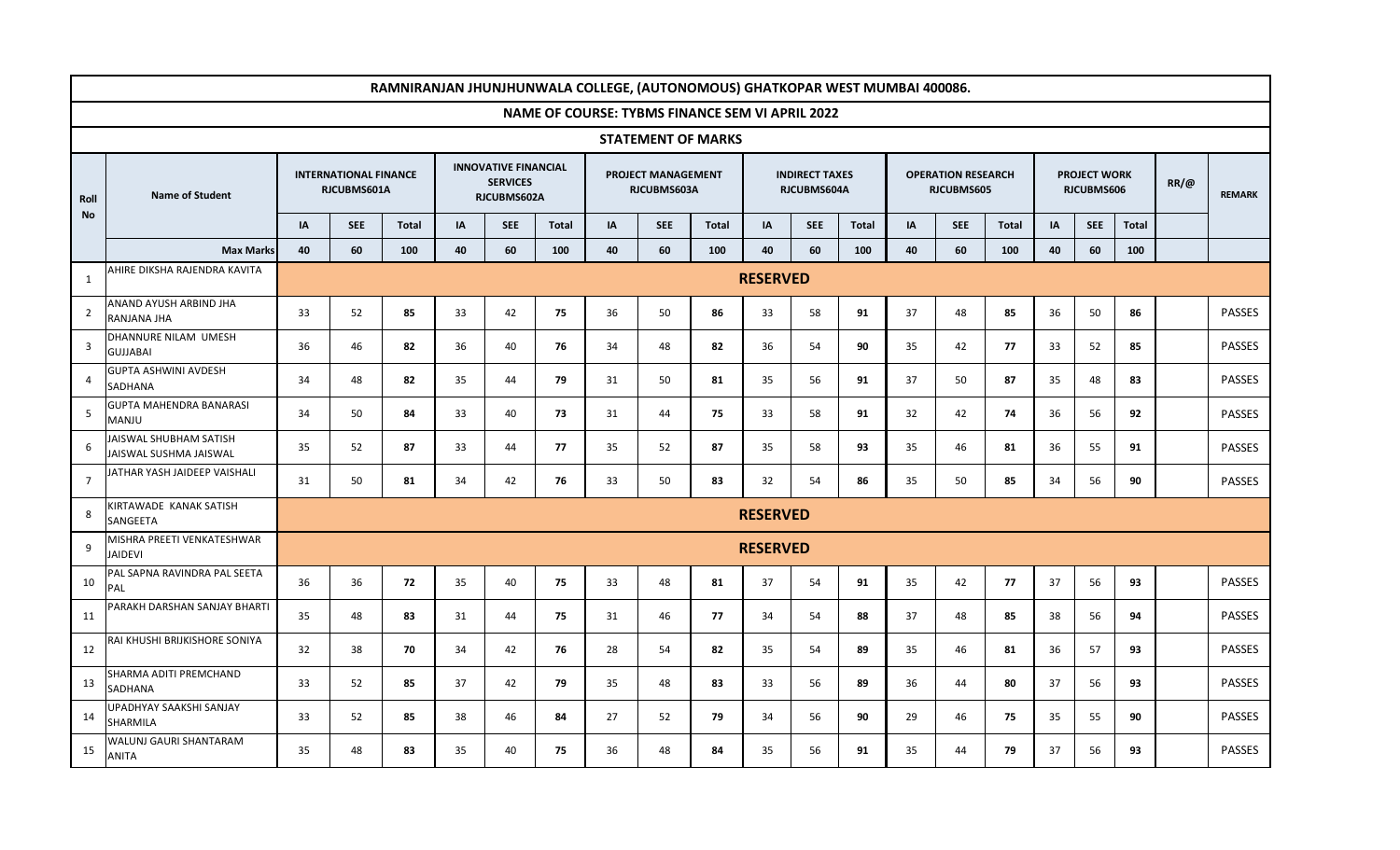# RAMNIRANJAN JHUNJHUNWALA COLLEGE, (AUTONOMOUS) GHATKOPAR WEST MUMBAI 400086.

## NAME OF COURSE: TYBMS FINANCE SEM VI APRIL 2022

### STATEMENT OF MARKS

| Roll No | Name of Student | INTERNATIONAL FINANCE RJCUBMS601A | | | INNOVATIVE FINANCIAL SERVICES RJCUBMS602A | | | PROJECT MANAGEMENT RJCUBMS603A | | | INDIRECT TAXES RJCUBMS604A | | | OPERATION RESEARCH RJCUBMS605 | | | PROJECT WORK RJCUBMS606 | | | RR/@ | REMARK |
|---|---|---|---|---|---|---|---|---|---|---|---|---|---|---|---|---|---|---|---|---|---|
| | | IA | SEE | Total | IA | SEE | Total | IA | SEE | Total | IA | SEE | Total | IA | SEE | Total | IA | SEE | Total | | |
| | **Max Marks** | 40 | 60 | 100 | 40 | 60 | 100 | 40 | 60 | 100 | 40 | 60 | 100 | 40 | 60 | 100 | 40 | 60 | 100 | | |
| 1 | AHIRE DIKSHA RAJENDRA KAVITA | **RESERVED** | | | | | | | | | | | | | | | | | | | |
| 2 | ANAND AYUSH ARBIND JHA RANJANA JHA | 33 | 52 | **85** | 33 | 42 | **75** | 36 | 50 | **86** | 33 | 58 | **91** | 37 | 48 | **85** | 36 | 50 | **86** | | PASSES |
| 3 | DHANNURE NILAM UMESH GUJJABAI | 36 | 46 | **82** | 36 | 40 | **76** | 34 | 48 | **82** | 36 | 54 | **90** | 35 | 42 | **77** | 33 | 52 | **85** | | PASSES |
| 4 | GUPTA ASHWINI AVDESH SADHANA | 34 | 48 | **82** | 35 | 44 | **79** | 31 | 50 | **81** | 35 | 56 | **91** | 37 | 50 | **87** | 35 | 48 | **83** | | PASSES |
| 5 | GUPTA MAHENDRA BANARASI MANJU | 34 | 50 | **84** | 33 | 40 | **73** | 31 | 44 | **75** | 33 | 58 | **91** | 32 | 42 | **74** | 36 | 56 | **92** | | PASSES |
| 6 | JAISWAL SHUBHAM SATISH JAISWAL SUSHMA JAISWAL | 35 | 52 | **87** | 33 | 44 | **77** | 35 | 52 | **87** | 35 | 58 | **93** | 35 | 46 | **81** | 36 | 55 | **91** | | PASSES |
| 7 | JATHAR YASH JAIDEEP VAISHALI | 31 | 50 | **81** | 34 | 42 | **76** | 33 | 50 | **83** | 32 | 54 | **86** | 35 | 50 | **85** | 34 | 56 | **90** | | PASSES |
| 8 | KIRTAWADE KANAK SATISH SANGEETA | **RESERVED** | | | | | | | | | | | | | | | | | | | |
| 9 | MISHRA PREETI VENKATESHWAR JAIDEVI | **RESERVED** | | | | | | | | | | | | | | | | | | | |
| 10 | PAL SAPNA RAVINDRA PAL SEETA PAL | 36 | 36 | **72** | 35 | 40 | **75** | 33 | 48 | **81** | 37 | 54 | **91** | 35 | 42 | **77** | 37 | 56 | **93** | | PASSES |
| 11 | PARAKH DARSHAN SANJAY BHARTI | 35 | 48 | **83** | 31 | 44 | **75** | 31 | 46 | **77** | 34 | 54 | **88** | 37 | 48 | **85** | 38 | 56 | **94** | | PASSES |
| 12 | RAI KHUSHI BRIJKISHORE SONIYA | 32 | 38 | **70** | 34 | 42 | **76** | 28 | 54 | **82** | 35 | 54 | **89** | 35 | 46 | **81** | 36 | 57 | **93** | | PASSES |
| 13 | SHARMA ADITI PREMCHAND SADHANA | 33 | 52 | **85** | 37 | 42 | **79** | 35 | 48 | **83** | 33 | 56 | **89** | 36 | 44 | **80** | 37 | 56 | **93** | | PASSES |
| 14 | UPADHYAY SAAKSHI SANJAY SHARMILA | 33 | 52 | **85** | 38 | 46 | **84** | 27 | 52 | **79** | 34 | 56 | **90** | 29 | 46 | **75** | 35 | 55 | **90** | | PASSES |
| 15 | WALUNJ GAURI SHANTARAM ANITA | 35 | 48 | **83** | 35 | 40 | **75** | 36 | 48 | **84** | 35 | 56 | **91** | 35 | 44 | **79** | 37 | 56 | **93** | | PASSES |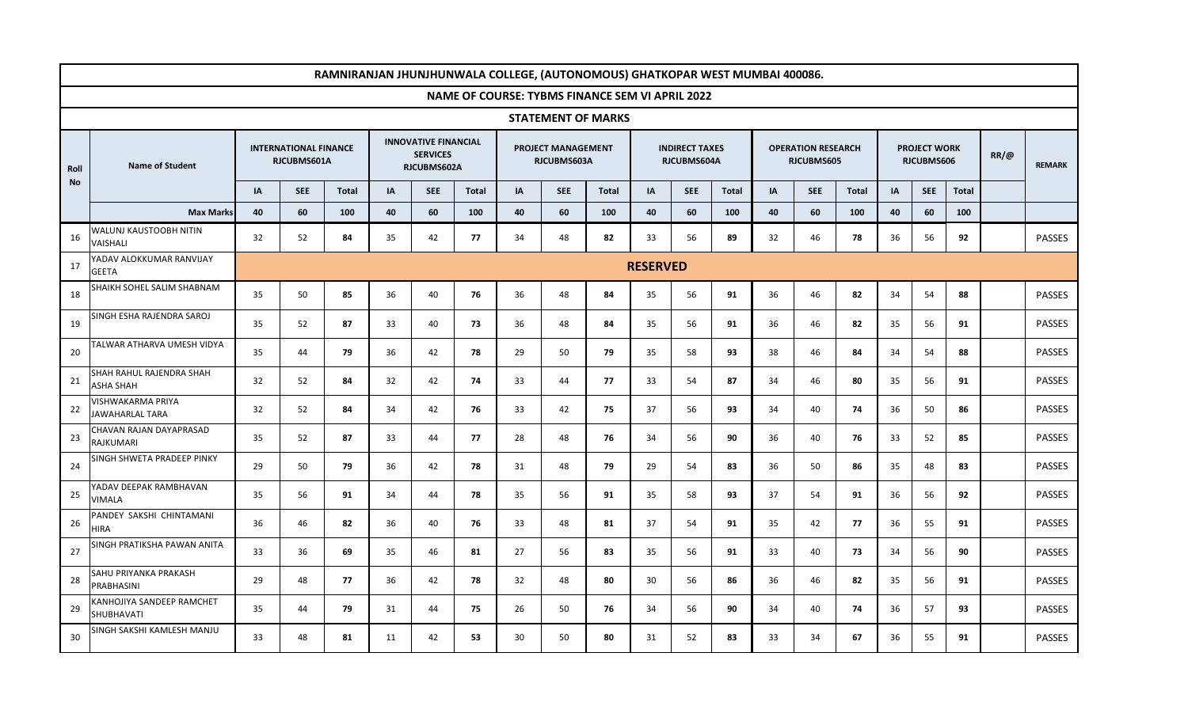# RAMNIRANJAN JHUNJHUNWALA COLLEGE, (AUTONOMOUS) GHATKOPAR WEST MUMBAI 400086.

## NAME OF COURSE: TYBMS FINANCE SEM VI APRIL 2022

### STATEMENT OF MARKS

| Roll No | Name of Student | INTERNATIONAL FINANCE RJCUBMS601A | | | INNOVATIVE FINANCIAL SERVICES RJCUBMS602A | | | PROJECT MANAGEMENT RJCUBMS603A | | | INDIRECT TAXES RJCUBMS604A | | | OPERATION RESEARCH RJCUBMS605 | | | PROJECT WORK RJCUBMS606 | | | RR/@ | REMARK |
|---|---|---|---|---|---|---|---|---|---|---|---|---|---|---|---|---|---|---|---|---|---|
| | | IA | SEE | Total | IA | SEE | Total | IA | SEE | Total | IA | SEE | Total | IA | SEE | Total | IA | SEE | Total | | |
| | Max Marks | 40 | 60 | 100 | 40 | 60 | 100 | 40 | 60 | 100 | 40 | 60 | 100 | 40 | 60 | 100 | 40 | 60 | 100 | | |
| 16 | WALUNJ KAUSTOOBH NITIN VAISHALI | 32 | 52 | 84 | 35 | 42 | 77 | 34 | 48 | 82 | 33 | 56 | 89 | 32 | 46 | 78 | 36 | 56 | 92 | | PASSES |
| 17 | YADAV ALOKKUMAR RANVIJAY GEETA | RESERVED | | | | | | | | | | | | | | | | | | | |
| 18 | SHAIKH SOHEL SALIM SHABNAM | 35 | 50 | 85 | 36 | 40 | 76 | 36 | 48 | 84 | 35 | 56 | 91 | 36 | 46 | 82 | 34 | 54 | 88 | | PASSES |
| 19 | SINGH ESHA RAJENDRA SAROJ | 35 | 52 | 87 | 33 | 40 | 73 | 36 | 48 | 84 | 35 | 56 | 91 | 36 | 46 | 82 | 35 | 56 | 91 | | PASSES |
| 20 | TALWAR ATHARVA UMESH VIDYA | 35 | 44 | 79 | 36 | 42 | 78 | 29 | 50 | 79 | 35 | 58 | 93 | 38 | 46 | 84 | 34 | 54 | 88 | | PASSES |
| 21 | SHAH RAHUL RAJENDRA SHAH ASHA SHAH | 32 | 52 | 84 | 32 | 42 | 74 | 33 | 44 | 77 | 33 | 54 | 87 | 34 | 46 | 80 | 35 | 56 | 91 | | PASSES |
| 22 | VISHWAKARMA PRIYA JAWAHARLAL TARA | 32 | 52 | 84 | 34 | 42 | 76 | 33 | 42 | 75 | 37 | 56 | 93 | 34 | 40 | 74 | 36 | 50 | 86 | | PASSES |
| 23 | CHAVAN RAJAN DAYAPRASAD RAJKUMARI | 35 | 52 | 87 | 33 | 44 | 77 | 28 | 48 | 76 | 34 | 56 | 90 | 36 | 40 | 76 | 33 | 52 | 85 | | PASSES |
| 24 | SINGH SHWETA PRADEEP PINKY | 29 | 50 | 79 | 36 | 42 | 78 | 31 | 48 | 79 | 29 | 54 | 83 | 36 | 50 | 86 | 35 | 48 | 83 | | PASSES |
| 25 | YADAV DEEPAK RAMBHAVAN VIMALA | 35 | 56 | 91 | 34 | 44 | 78 | 35 | 56 | 91 | 35 | 58 | 93 | 37 | 54 | 91 | 36 | 56 | 92 | | PASSES |
| 26 | PANDEY SAKSHI CHINTAMANI HIRA | 36 | 46 | 82 | 36 | 40 | 76 | 33 | 48 | 81 | 37 | 54 | 91 | 35 | 42 | 77 | 36 | 55 | 91 | | PASSES |
| 27 | SINGH PRATIKSHA PAWAN ANITA | 33 | 36 | 69 | 35 | 46 | 81 | 27 | 56 | 83 | 35 | 56 | 91 | 33 | 40 | 73 | 34 | 56 | 90 | | PASSES |
| 28 | SAHU PRIYANKA PRAKASH PRABHASINI | 29 | 48 | 77 | 36 | 42 | 78 | 32 | 48 | 80 | 30 | 56 | 86 | 36 | 46 | 82 | 35 | 56 | 91 | | PASSES |
| 29 | KANHOJIYA SANDEEP RAMCHET SHUBHAVATI | 35 | 44 | 79 | 31 | 44 | 75 | 26 | 50 | 76 | 34 | 56 | 90 | 34 | 40 | 74 | 36 | 57 | 93 | | PASSES |
| 30 | SINGH SAKSHI KAMLESH MANJU | 33 | 48 | 81 | 11 | 42 | 53 | 30 | 50 | 80 | 31 | 52 | 83 | 33 | 34 | 67 | 36 | 55 | 91 | | PASSES |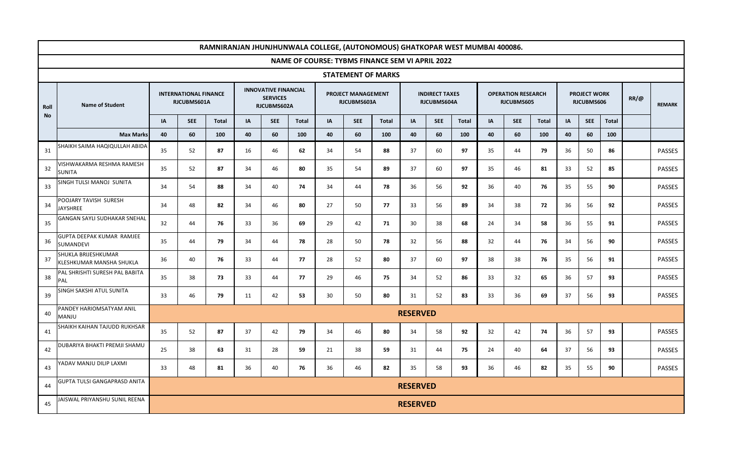# RAMNIRANJAN JHUNJHUNWALA COLLEGE, (AUTONOMOUS) GHATKOPAR WEST MUMBAI 400086.

## NAME OF COURSE: TYBMS FINANCE SEM VI APRIL 2022

### STATEMENT OF MARKS

| Roll No | Name of Student | INTERNATIONAL FINANCE RJCUBMS601A | | | INNOVATIVE FINANCIAL SERVICES RJCUBMS602A | | | PROJECT MANAGEMENT RJCUBMS603A | | | INDIRECT TAXES RJCUBMS604A | | | OPERATION RESEARCH RJCUBMS605 | | | PROJECT WORK RJCUBMS606 | | | RR/@ | REMARK |
|---|---|---|---|---|---|---|---|---|---|---|---|---|---|---|---|---|---|---|---|---|---|
| | | IA | SEE | Total | IA | SEE | Total | IA | SEE | Total | IA | SEE | Total | IA | SEE | Total | IA | SEE | Total | | |
| | **Max Marks** | 40 | 60 | 100 | 40 | 60 | 100 | 40 | 60 | 100 | 40 | 60 | 100 | 40 | 60 | 100 | 40 | 60 | 100 | | |
| 31 | SHAIKH SAIMA HAQIQULLAH ABIDA | 35 | 52 | **87** | 16 | 46 | **62** | 34 | 54 | **88** | 37 | 60 | **97** | 35 | 44 | **79** | 36 | 50 | **86** | | PASSES |
| 32 | VISHWAKARMA RESHMA RAMESH SUNITA | 35 | 52 | **87** | 34 | 46 | **80** | 35 | 54 | **89** | 37 | 60 | **97** | 35 | 46 | **81** | 33 | 52 | **85** | | PASSES |
| 33 | SINGH TULSI MANOJ SUNITA | 34 | 54 | **88** | 34 | 40 | **74** | 34 | 44 | **78** | 36 | 56 | **92** | 36 | 40 | **76** | 35 | 55 | **90** | | PASSES |
| 34 | POOJARY TAVISH SURESH JAYSHREE | 34 | 48 | **82** | 34 | 46 | **80** | 27 | 50 | **77** | 33 | 56 | **89** | 34 | 38 | **72** | 36 | 56 | **92** | | PASSES |
| 35 | GANGAN SAYLI SUDHAKAR SNEHAL | 32 | 44 | **76** | 33 | 36 | **69** | 29 | 42 | **71** | 30 | 38 | **68** | 24 | 34 | **58** | 36 | 55 | **91** | | PASSES |
| 36 | GUPTA DEEPAK KUMAR RAMJEE SUMANDEVI | 35 | 44 | **79** | 34 | 44 | **78** | 28 | 50 | **78** | 32 | 56 | **88** | 32 | 44 | **76** | 34 | 56 | **90** | | PASSES |
| 37 | SHUKLA BRIJESHKUMAR KLESHKUMAR MANSHA SHUKLA | 36 | 40 | **76** | 33 | 44 | **77** | 28 | 52 | **80** | 37 | 60 | **97** | 38 | 38 | **76** | 35 | 56 | **91** | | PASSES |
| 38 | PAL SHRISHTI SURESH PAL BABITA PAL | 35 | 38 | **73** | 33 | 44 | **77** | 29 | 46 | **75** | 34 | 52 | **86** | 33 | 32 | **65** | 36 | 57 | **93** | | PASSES |
| 39 | SINGH SAKSHI ATUL SUNITA | 33 | 46 | **79** | 11 | 42 | **53** | 30 | 50 | **80** | 31 | 52 | **83** | 33 | 36 | **69** | 37 | 56 | **93** | | PASSES |
| 40 | PANDEY HARIOMSATYAM ANIL MANJU | **RESERVED** | | | | | | | | | | | | | | | | | | | |
| 41 | SHAIKH KAIHAN TAJUDD RUKHSAR | 35 | 52 | **87** | 37 | 42 | **79** | 34 | 46 | **80** | 34 | 58 | **92** | 32 | 42 | **74** | 36 | 57 | **93** | | PASSES |
| 42 | DUBARIYA BHAKTI PREMJI SHAMU | 25 | 38 | **63** | 31 | 28 | **59** | 21 | 38 | **59** | 31 | 44 | **75** | 24 | 40 | **64** | 37 | 56 | **93** | | PASSES |
| 43 | YADAV MANJU DILIP LAXMI | 33 | 48 | **81** | 36 | 40 | **76** | 36 | 46 | **82** | 35 | 58 | **93** | 36 | 46 | **82** | 35 | 55 | **90** | | PASSES |
| 44 | GUPTA TULSI GANGAPRASD ANITA | **RESERVED** | | | | | | | | | | | | | | | | | | | |
| 45 | JAISWAL PRIYANSHU SUNIL REENA | **RESERVED** | | | | | | | | | | | | | | | | | | | |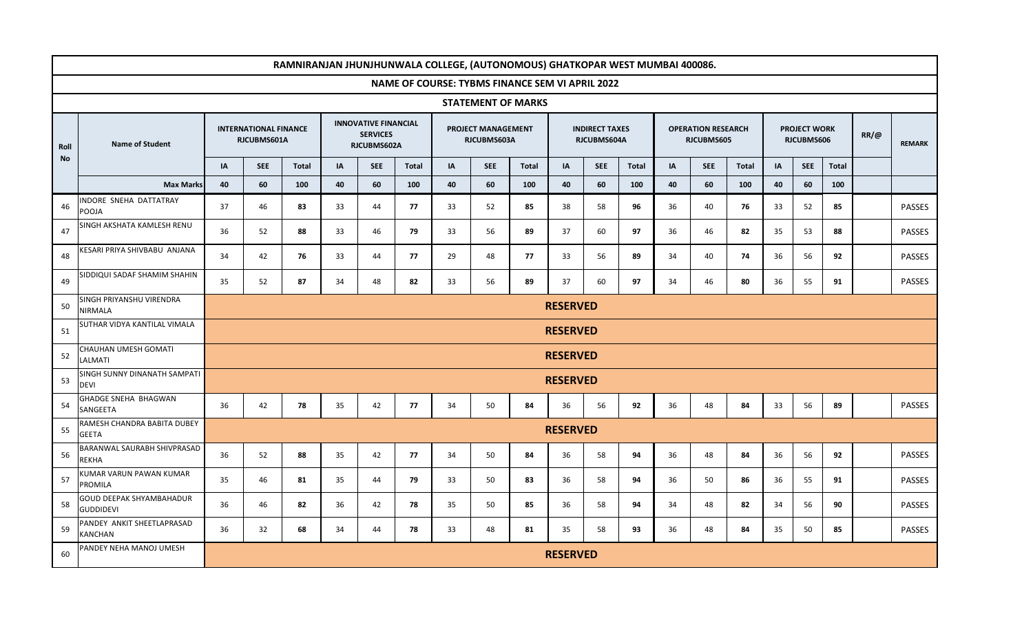# RAMNIRANJAN JHUNJHUNWALA COLLEGE, (AUTONOMOUS) GHATKOPAR WEST MUMBAI 400086.

## NAME OF COURSE: TYBMS FINANCE SEM VI APRIL 2022

### STATEMENT OF MARKS

| Roll No | Name of Student | INTERNATIONAL FINANCE RJCUBMS601A | | | INNOVATIVE FINANCIAL SERVICES RJCUBMS602A | | | PROJECT MANAGEMENT RJCUBMS603A | | | INDIRECT TAXES RJCUBMS604A | | | OPERATION RESEARCH RJCUBMS605 | | | PROJECT WORK RJCUBMS606 | | | RR/@ | REMARK |
|---|---|---|---|---|---|---|---|---|---|---|---|---|---|---|---|---|---|---|---|---|---|
| | | IA | SEE | Total | IA | SEE | Total | IA | SEE | Total | IA | SEE | Total | IA | SEE | Total | IA | SEE | Total | | |
| | **Max Marks** | **40** | **60** | **100** | **40** | **60** | **100** | **40** | **60** | **100** | **40** | **60** | **100** | **40** | **60** | **100** | **40** | **60** | **100** | | |
| 46 | INDORE SNEHA DATTATRAY POOJA | 37 | 46 | **83** | 33 | 44 | **77** | 33 | 52 | **85** | 38 | 58 | **96** | 36 | 40 | **76** | 33 | 52 | **85** | | PASSES |
| 47 | SINGH AKSHATA KAMLESH RENU | 36 | 52 | **88** | 33 | 46 | **79** | 33 | 56 | **89** | 37 | 60 | **97** | 36 | 46 | **82** | 35 | 53 | **88** | | PASSES |
| 48 | KESARI PRIYA SHIVBABU ANJANA | 34 | 42 | **76** | 33 | 44 | **77** | 29 | 48 | **77** | 33 | 56 | **89** | 34 | 40 | **74** | 36 | 56 | **92** | | PASSES |
| 49 | SIDDIQUI SADAF SHAMIM SHAHIN | 35 | 52 | **87** | 34 | 48 | **82** | 33 | 56 | **89** | 37 | 60 | **97** | 34 | 46 | **80** | 36 | 55 | **91** | | PASSES |
| 50 | SINGH PRIYANSHU VIRENDRA NIRMALA | **RESERVED** | | | | | | | | | | | | | | | | | | | |
| 51 | SUTHAR VIDYA KANTILAL VIMALA | **RESERVED** | | | | | | | | | | | | | | | | | | | |
| 52 | CHAUHAN UMESH GOMATI LALMATI | **RESERVED** | | | | | | | | | | | | | | | | | | | |
| 53 | SINGH SUNNY DINANATH SAMPATI DEVI | **RESERVED** | | | | | | | | | | | | | | | | | | | |
| 54 | GHADGE SNEHA BHAGWAN SANGEETA | 36 | 42 | **78** | 35 | 42 | **77** | 34 | 50 | **84** | 36 | 56 | **92** | 36 | 48 | **84** | 33 | 56 | **89** | | PASSES |
| 55 | RAMESH CHANDRA BABITA DUBEY GEETA | **RESERVED** | | | | | | | | | | | | | | | | | | | |
| 56 | BARANWAL SAURABH SHIVPRASAD REKHA | 36 | 52 | **88** | 35 | 42 | **77** | 34 | 50 | **84** | 36 | 58 | **94** | 36 | 48 | **84** | 36 | 56 | **92** | | PASSES |
| 57 | KUMAR VARUN PAWAN KUMAR PROMILA | 35 | 46 | **81** | 35 | 44 | **79** | 33 | 50 | **83** | 36 | 58 | **94** | 36 | 50 | **86** | 36 | 55 | **91** | | PASSES |
| 58 | GOUD DEEPAK SHYAMBAHADUR GUDDIDEVI | 36 | 46 | **82** | 36 | 42 | **78** | 35 | 50 | **85** | 36 | 58 | **94** | 34 | 48 | **82** | 34 | 56 | **90** | | PASSES |
| 59 | PANDEY ANKIT SHEETLAPRASAD KANCHAN | 36 | 32 | **68** | 34 | 44 | **78** | 33 | 48 | **81** | 35 | 58 | **93** | 36 | 48 | **84** | 35 | 50 | **85** | | PASSES |
| 60 | PANDEY NEHA MANOJ UMESH | **RESERVED** | | | | | | | | | | | | | | | | | | | |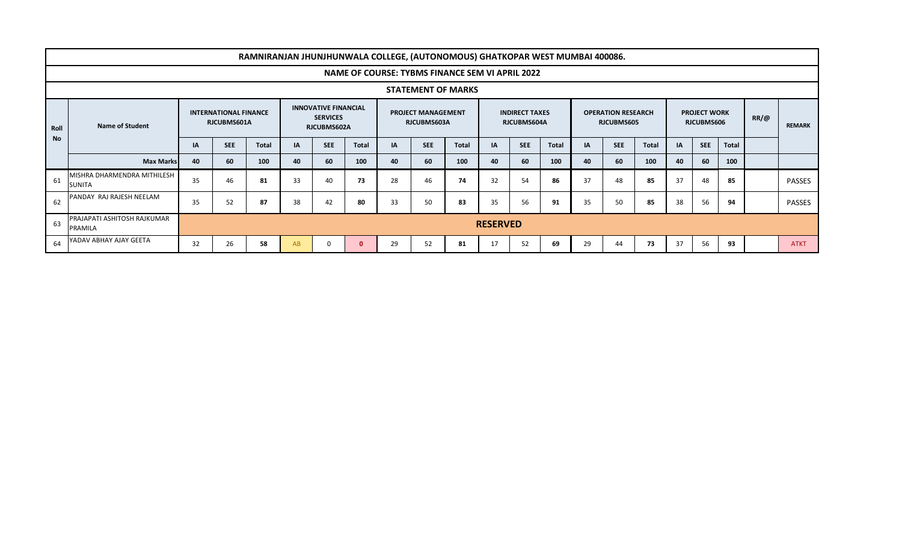# RAMNIRANJAN JHUNJHUNWALA COLLEGE, (AUTONOMOUS) GHATKOPAR WEST MUMBAI 400086.

## NAME OF COURSE: TYBMS FINANCE SEM VI APRIL 2022

### STATEMENT OF MARKS

| Roll No | Name of Student | INTERNATIONAL FINANCE RJCUBMS601A | | | INNOVATIVE FINANCIAL SERVICES RJCUBMS602A | | | PROJECT MANAGEMENT RJCUBMS603A | | | INDIRECT TAXES RJCUBMS604A | | | OPERATION RESEARCH RJCUBMS605 | | | PROJECT WORK RJCUBMS606 | | | RR/@ | REMARK |
|---|---|---|---|---|---|---|---|---|---|---|---|---|---|---|---|---|---|---|---|---|---|
| | | IA | SEE | Total | IA | SEE | Total | IA | SEE | Total | IA | SEE | Total | IA | SEE | Total | IA | SEE | Total | | |
| | Max Marks | 40 | 60 | 100 | 40 | 60 | 100 | 40 | 60 | 100 | 40 | 60 | 100 | 40 | 60 | 100 | 40 | 60 | 100 | | |
| 61 | MISHRA DHARMENDRA MITHILESH SUNITA | 35 | 46 | 81 | 33 | 40 | 73 | 28 | 46 | 74 | 32 | 54 | 86 | 37 | 48 | 85 | 37 | 48 | 85 | | PASSES |
| 62 | PANDAY RAJ RAJESH NEELAM | 35 | 52 | 87 | 38 | 42 | 80 | 33 | 50 | 83 | 35 | 56 | 91 | 35 | 50 | 85 | 38 | 56 | 94 | | PASSES |
| 63 | PRAJAPATI ASHITOSH RAJKUMAR PRAMILA | RESERVED | | | | | | | | | | | | | | | | | | | |
| 64 | YADAV ABHAY AJAY GEETA | 32 | 26 | 58 | AB | 0 | 0 | 29 | 52 | 81 | 17 | 52 | 69 | 29 | 44 | 73 | 37 | 56 | 93 | | ATKT |